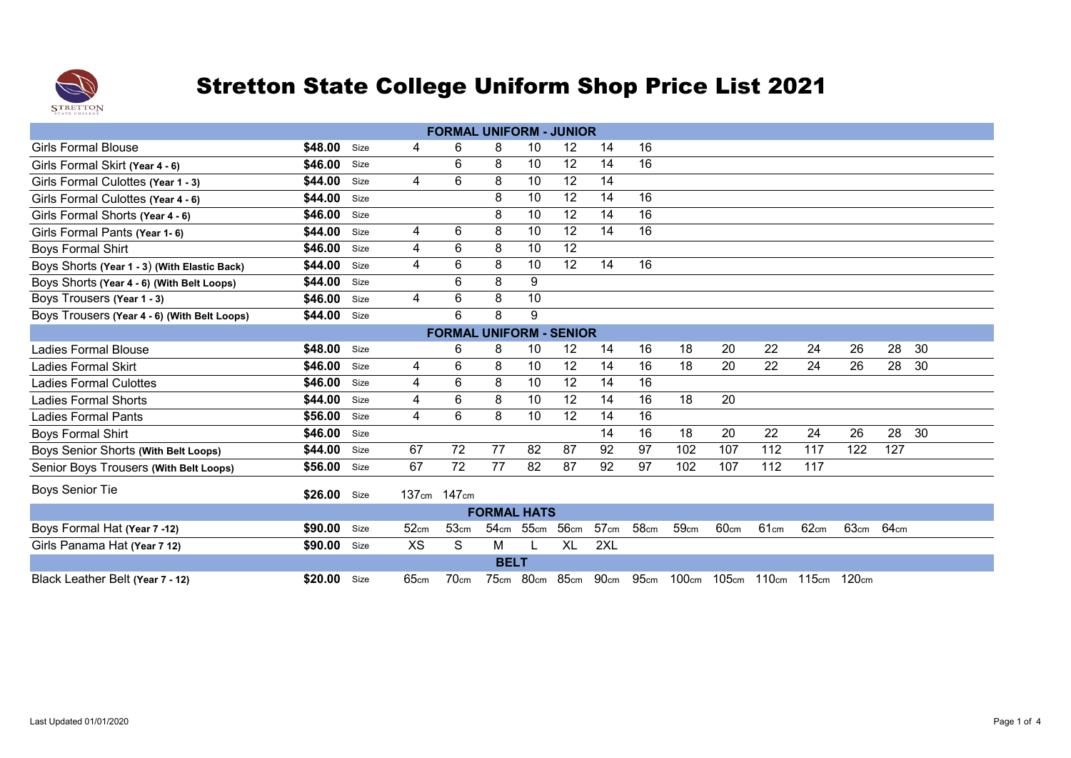# Stretton State College Uniform Shop Price List 2021

| Item | Price | | | | | | | | | | | | | | | |
|---|---|---|---|---|---|---|---|---|---|---|---|---|---|---|---|---|
| **FORMAL UNIFORM - JUNIOR** | | | | | | | | | | | | | | | | |
| Girls Formal Blouse | **$48.00** | Size | 4 | 6 | 8 | 10 | 12 | 14 | 16 | | | | | | | |
| Girls Formal Skirt **(Year 4 - 6)** | **$46.00** | Size | | 6 | 8 | 10 | 12 | 14 | 16 | | | | | | | |
| Girls Formal Culottes **(Year 1 - 3)** | **$44.00** | Size | 4 | 6 | 8 | 10 | 12 | 14 | | | | | | | | |
| Girls Formal Culottes **(Year 4 - 6)** | **$44.00** | Size | | | 8 | 10 | 12 | 14 | 16 | | | | | | | |
| Girls Formal Shorts **(Year 4 - 6)** | **$46.00** | Size | | | 8 | 10 | 12 | 14 | 16 | | | | | | | |
| Girls Formal Pants **(Year 1- 6)** | **$44.00** | Size | 4 | 6 | 8 | 10 | 12 | 14 | 16 | | | | | | | |
| Boys Formal Shirt | **$46.00** | Size | 4 | 6 | 8 | 10 | 12 | | | | | | | | | |
| Boys Shorts **(Year 1 - 3) (With Elastic Back)** | **$44.00** | Size | 4 | 6 | 8 | 10 | 12 | 14 | 16 | | | | | | | |
| Boys Shorts **(Year 4 - 6) (With Belt Loops)** | **$44.00** | Size | | 6 | 8 | 9 | | | | | | | | | | |
| Boys Trousers **(Year 1 - 3)** | **$46.00** | Size | 4 | 6 | 8 | 10 | | | | | | | | | | |
| Boys Trousers **(Year 4 - 6) (With Belt Loops)** | **$44.00** | Size | | 6 | 8 | 9 | | | | | | | | | | |
| **FORMAL UNIFORM - SENIOR** | | | | | | | | | | | | | | | | |
| Ladies Formal Blouse | **$48.00** | Size | | 6 | 8 | 10 | 12 | 14 | 16 | 18 | 20 | 22 | 24 | 26 | 28 | 30 |
| Ladies Formal Skirt | **$46.00** | Size | 4 | 6 | 8 | 10 | 12 | 14 | 16 | 18 | 20 | 22 | 24 | 26 | 28 | 30 |
| Ladies Formal Culottes | **$46.00** | Size | 4 | 6 | 8 | 10 | 12 | 14 | 16 | | | | | | | |
| Ladies Formal Shorts | **$44.00** | Size | 4 | 6 | 8 | 10 | 12 | 14 | 16 | 18 | 20 | | | | | |
| Ladies Formal Pants | **$56.00** | Size | 4 | 6 | 8 | 10 | 12 | 14 | 16 | | | | | | | |
| Boys Formal Shirt | **$46.00** | Size | | | | | | 14 | 16 | 18 | 20 | 22 | 24 | 26 | 28 | 30 |
| Boys Senior Shorts **(With Belt Loops)** | **$44.00** | Size | 67 | 72 | 77 | 82 | 87 | 92 | 97 | 102 | 107 | 112 | 117 | 122 | 127 | |
| Senior Boys Trousers **(With Belt Loops)** | **$56.00** | Size | 67 | 72 | 77 | 82 | 87 | 92 | 97 | 102 | 107 | 112 | 117 | | | |
| Boys Senior Tie | **$26.00** | Size | 137cm | 147cm | | | | | | | | | | | | |
| **FORMAL HATS** | | | | | | | | | | | | | | | | |
| Boys Formal Hat **(Year 7 -12)** | **$90.00** | Size | 52cm | 53cm | 54cm | 55cm | 56cm | 57cm | 58cm | 59cm | 60cm | 61cm | 62cm | 63cm | 64cm | |
| Girls Panama Hat **(Year 7 12)** | **$90.00** | Size | XS | S | M | L | XL | 2XL | | | | | | | | |
| **BELT** | | | | | | | | | | | | | | | | |
| Black Leather Belt **(Year 7 - 12)** | **$20.00** | Size | 65cm | 70cm | 75cm | 80cm | 85cm | 90cm | 95cm | 100cm | 105cm | 110cm | 115cm | 120cm | | |

Last Updated 01/01/2020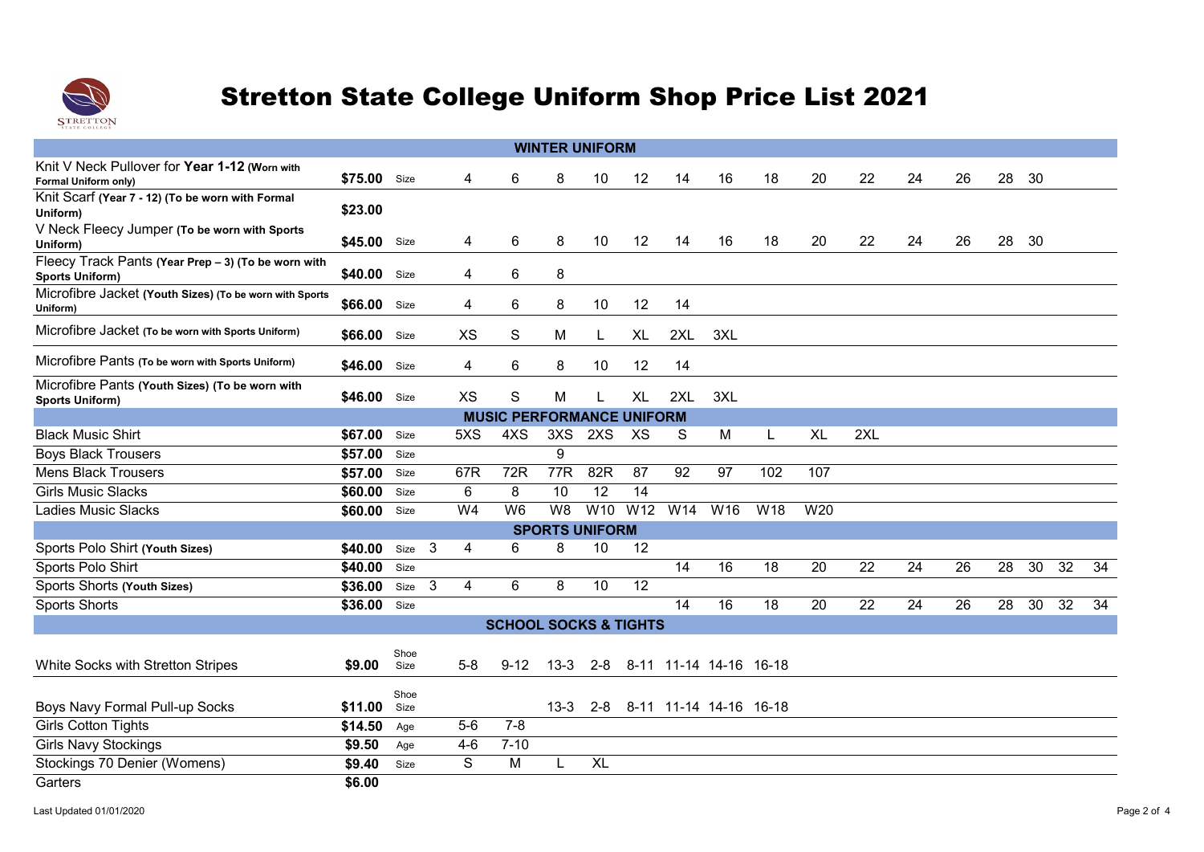# Stretton State College Uniform Shop Price List 2021

| Item | Price | | | | | | | | | | | | | | | | | | |
|---|---|---|---|---|---|---|---|---|---|---|---|---|---|---|---|---|---|---|---|
| **WINTER UNIFORM** | | | | | | | | | | | | | | | | | | | |
| Knit V Neck Pullover for **Year 1-12** **(Worn with Formal Uniform only)** | **$75.00** | Size | | 4 | 6 | 8 | 10 | 12 | 14 | 16 | 18 | 20 | 22 | 24 | 26 | 28 | 30 | | |
| Knit Scarf **(Year 7 - 12) (To be worn with Formal Uniform)** | **$23.00** | | | | | | | | | | | | | | | | | | |
| V Neck Fleecy Jumper **(To be worn with Sports Uniform)** | **$45.00** | Size | | 4 | 6 | 8 | 10 | 12 | 14 | 16 | 18 | 20 | 22 | 24 | 26 | 28 | 30 | | |
| Fleecy Track Pants **(Year Prep – 3) (To be worn with Sports Uniform)** | **$40.00** | Size | | 4 | 6 | 8 | | | | | | | | | | | | | |
| Microfibre Jacket **(Youth Sizes) (To be worn with Sports Uniform)** | **$66.00** | Size | | 4 | 6 | 8 | 10 | 12 | 14 | | | | | | | | | | |
| Microfibre Jacket **(To be worn with Sports Uniform)** | **$66.00** | Size | | XS | S | M | L | XL | 2XL | 3XL | | | | | | | | | |
| Microfibre Pants **(To be worn with Sports Uniform)** | **$46.00** | Size | | 4 | 6 | 8 | 10 | 12 | 14 | | | | | | | | | | |
| Microfibre Pants **(Youth Sizes) (To be worn with Sports Uniform)** | **$46.00** | Size | | XS | S | M | L | XL | 2XL | 3XL | | | | | | | | | |
| **MUSIC PERFORMANCE UNIFORM** | | | | | | | | | | | | | | | | | | | |
| Black Music Shirt | **$67.00** | Size | | 5XS | 4XS | 3XS | 2XS | XS | S | M | L | XL | 2XL | | | | | | |
| Boys Black Trousers | **$57.00** | Size | | | | 9 | | | | | | | | | | | | | |
| Mens Black Trousers | **$57.00** | Size | | 67R | 72R | 77R | 82R | 87 | 92 | 97 | 102 | 107 | | | | | | | |
| Girls Music Slacks | **$60.00** | Size | | 6 | 8 | 10 | 12 | 14 | | | | | | | | | | | |
| Ladies Music Slacks | **$60.00** | Size | | W4 | W6 | W8 | W10 | W12 | W14 | W16 | W18 | W20 | | | | | | | |
| **SPORTS UNIFORM** | | | | | | | | | | | | | | | | | | | |
| Sports Polo Shirt **(Youth Sizes)** | **$40.00** | Size | 3 | 4 | 6 | 8 | 10 | 12 | | | | | | | | | | | |
| Sports Polo Shirt | **$40.00** | Size | | | | | | | 14 | 16 | 18 | 20 | 22 | 24 | 26 | 28 | 30 | 32 | 34 |
| Sports Shorts **(Youth Sizes)** | **$36.00** | Size | 3 | 4 | 6 | 8 | 10 | 12 | | | | | | | | | | | |
| Sports Shorts | **$36.00** | Size | | | | | | | 14 | 16 | 18 | 20 | 22 | 24 | 26 | 28 | 30 | 32 | 34 |
| **SCHOOL SOCKS & TIGHTS** | | | | | | | | | | | | | | | | | | | |
| White Socks with Stretton Stripes | **$9.00** | Shoe Size | | 5-8 | 9-12 | 13-3 | 2-8 | 8-11 | 11-14 | 14-16 | 16-18 | | | | | | | | |
| Boys Navy Formal Pull-up Socks | **$11.00** | Shoe Size | | | | 13-3 | 2-8 | 8-11 | 11-14 | 14-16 | 16-18 | | | | | | | | |
| Girls Cotton Tights | **$14.50** | Age | | 5-6 | 7-8 | | | | | | | | | | | | | | |
| Girls Navy Stockings | **$9.50** | Age | | 4-6 | 7-10 | | | | | | | | | | | | | | |
| Stockings 70 Denier (Womens) | **$9.40** | Size | | S | M | L | XL | | | | | | | | | | | | |
| Garters | **$6.00** | | | | | | | | | | | | | | | | | | |

Last Updated 01/01/2020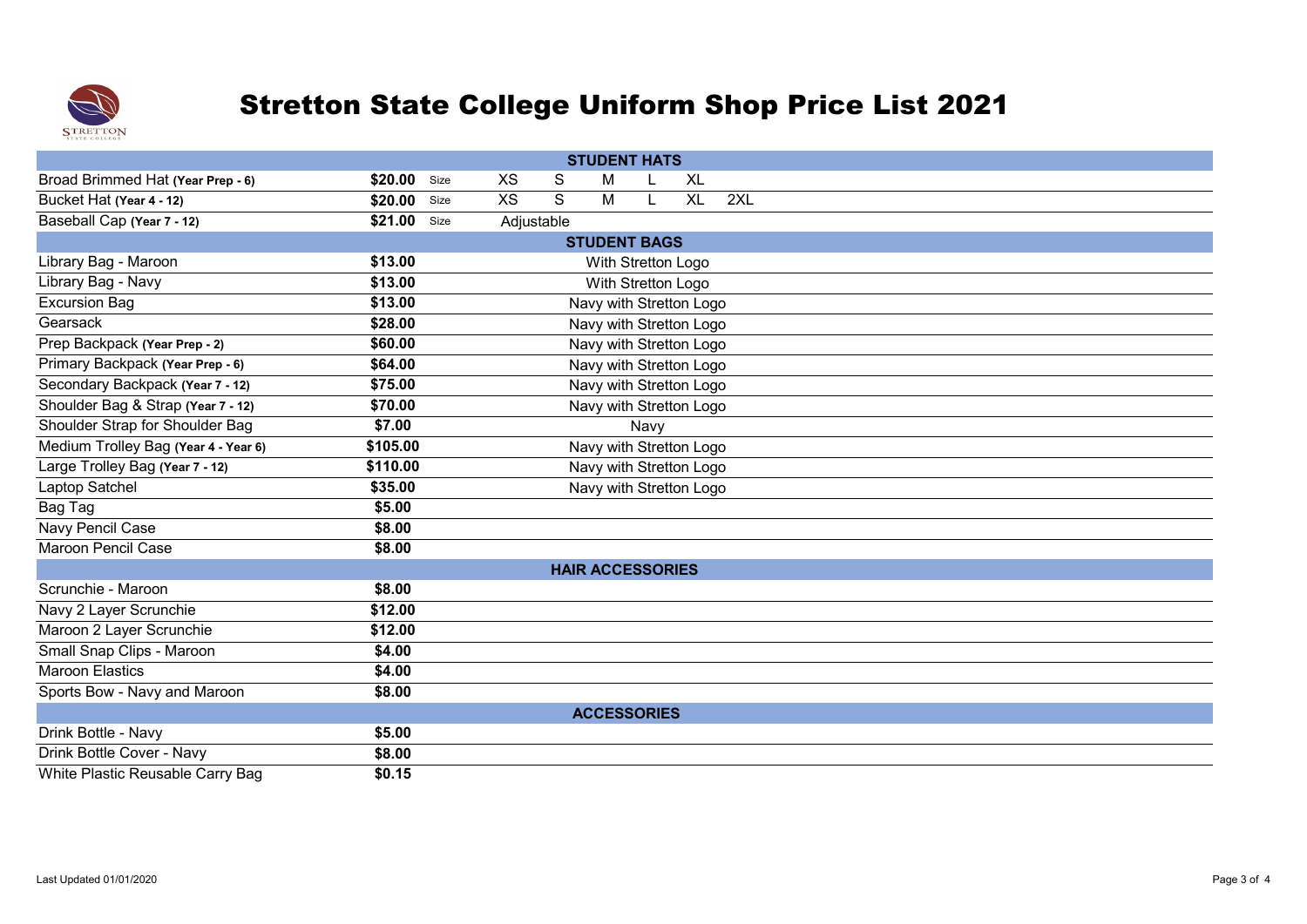# Stretton State College Uniform Shop Price List 2021

| Item | Price | | | | | | | |
|---|---|---|---|---|---|---|---|---|
| **STUDENT HATS** | | | | | | | | |
| Broad Brimmed Hat **(Year Prep - 6)** | **$20.00** | Size | XS | S | M | L | XL | |
| Bucket Hat **(Year 4 - 12)** | **$20.00** | Size | XS | S | M | L | XL | 2XL |
| Baseball Cap **(Year 7 - 12)** | **$21.00** | Size | Adjustable | | | | | |
| **STUDENT BAGS** | | | | | | | | |
| Library Bag - Maroon | **$13.00** | With Stretton Logo | | | | | | |
| Library Bag - Navy | **$13.00** | With Stretton Logo | | | | | | |
| Excursion Bag | **$13.00** | Navy with Stretton Logo | | | | | | |
| Gearsack | **$28.00** | Navy with Stretton Logo | | | | | | |
| Prep Backpack **(Year Prep - 2)** | **$60.00** | Navy with Stretton Logo | | | | | | |
| Primary Backpack **(Year Prep - 6)** | **$64.00** | Navy with Stretton Logo | | | | | | |
| Secondary Backpack **(Year 7 - 12)** | **$75.00** | Navy with Stretton Logo | | | | | | |
| Shoulder Bag & Strap **(Year 7 - 12)** | **$70.00** | Navy with Stretton Logo | | | | | | |
| Shoulder Strap for Shoulder Bag | **$7.00** | Navy | | | | | | |
| Medium Trolley Bag **(Year 4 - Year 6)** | **$105.00** | Navy with Stretton Logo | | | | | | |
| Large Trolley Bag **(Year 7 - 12)** | **$110.00** | Navy with Stretton Logo | | | | | | |
| Laptop Satchel | **$35.00** | Navy with Stretton Logo | | | | | | |
| Bag Tag | **$5.00** | | | | | | | |
| Navy Pencil Case | **$8.00** | | | | | | | |
| Maroon Pencil Case | **$8.00** | | | | | | | |
| **HAIR ACCESSORIES** | | | | | | | | |
| Scrunchie - Maroon | **$8.00** | | | | | | | |
| Navy 2 Layer Scrunchie | **$12.00** | | | | | | | |
| Maroon 2 Layer Scrunchie | **$12.00** | | | | | | | |
| Small Snap Clips - Maroon | **$4.00** | | | | | | | |
| Maroon Elastics | **$4.00** | | | | | | | |
| Sports Bow - Navy and Maroon | **$8.00** | | | | | | | |
| **ACCESSORIES** | | | | | | | | |
| Drink Bottle - Navy | **$5.00** | | | | | | | |
| Drink Bottle Cover - Navy | **$8.00** | | | | | | | |
| White Plastic Reusable Carry Bag | **$0.15** | | | | | | | |

Last Updated 01/01/2020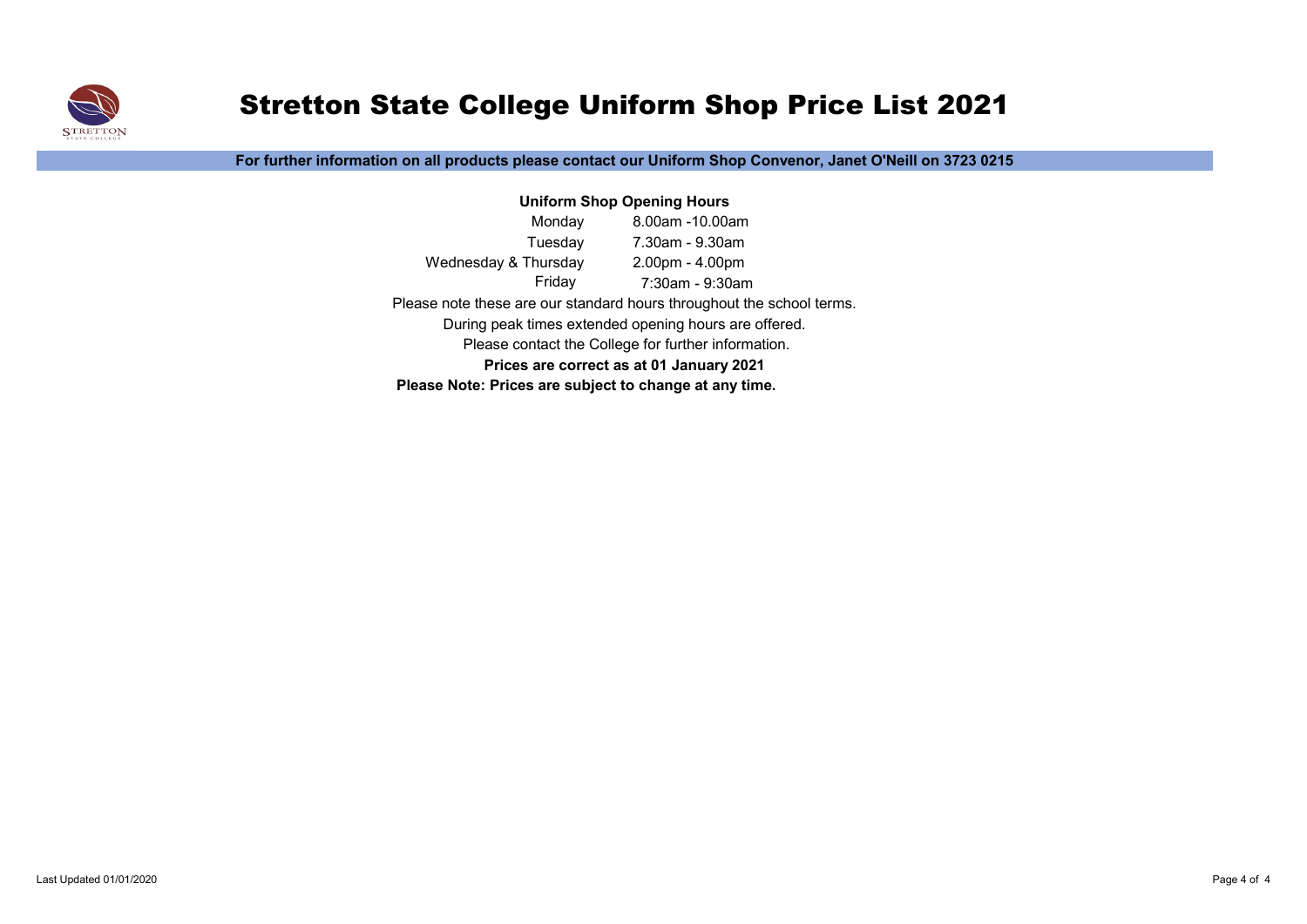# Stretton State College Uniform Shop Price List 2021

**For further information on all products please contact our Uniform Shop Convenor, Janet O'Neill on 3723 0215**

**Uniform Shop Opening Hours**

| | |
|---|---|
| Monday | 8.00am -10.00am |
| Tuesday | 7.30am - 9.30am |
| Wednesday & Thursday | 2.00pm - 4.00pm |
| Friday | 7:30am - 9:30am |

Please note these are our standard hours throughout the school terms.

During peak times extended opening hours are offered.

Please contact the College for further information.

**Prices are correct as at 01 January 2021**

**Please Note: Prices are subject to change at any time.**

Last Updated 01/01/2020